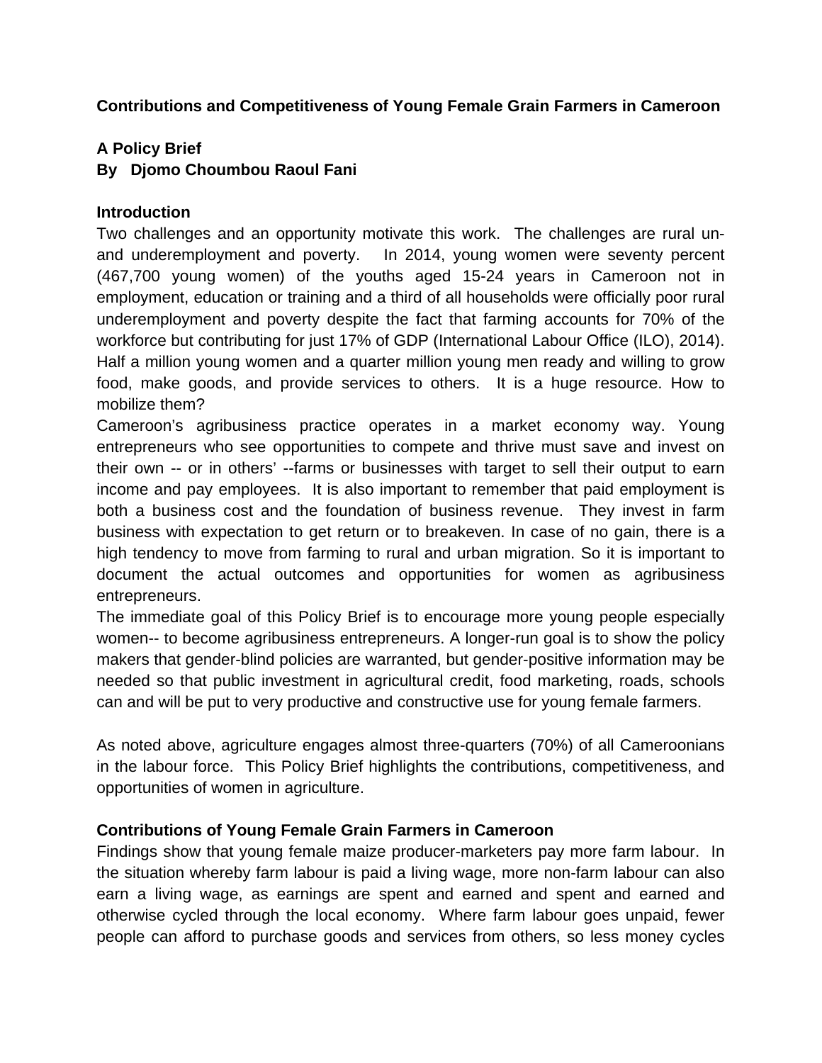**Contributions and Competitiveness of Young Female Grain Farmers in Cameroon**

**A Policy Brief**
**By Djomo Choumbou Raoul Fani**

**Introduction**

Two challenges and an opportunity motivate this work. The challenges are rural un- and underemployment and poverty. In 2014, young women were seventy percent (467,700 young women) of the youths aged 15-24 years in Cameroon not in employment, education or training and a third of all households were officially poor rural underemployment and poverty despite the fact that farming accounts for 70% of the workforce but contributing for just 17% of GDP (International Labour Office (ILO), 2014). Half a million young women and a quarter million young men ready and willing to grow food, make goods, and provide services to others. It is a huge resource. How to mobilize them?

Cameroon's agribusiness practice operates in a market economy way. Young entrepreneurs who see opportunities to compete and thrive must save and invest on their own -- or in others' --farms or businesses with target to sell their output to earn income and pay employees. It is also important to remember that paid employment is both a business cost and the foundation of business revenue. They invest in farm business with expectation to get return or to breakeven. In case of no gain, there is a high tendency to move from farming to rural and urban migration. So it is important to document the actual outcomes and opportunities for women as agribusiness entrepreneurs.

The immediate goal of this Policy Brief is to encourage more young people especially women-- to become agribusiness entrepreneurs. A longer-run goal is to show the policy makers that gender-blind policies are warranted, but gender-positive information may be needed so that public investment in agricultural credit, food marketing, roads, schools can and will be put to very productive and constructive use for young female farmers.

As noted above, agriculture engages almost three-quarters (70%) of all Cameroonians in the labour force. This Policy Brief highlights the contributions, competitiveness, and opportunities of women in agriculture.

**Contributions of Young Female Grain Farmers in Cameroon**

Findings show that young female maize producer-marketers pay more farm labour. In the situation whereby farm labour is paid a living wage, more non-farm labour can also earn a living wage, as earnings are spent and earned and spent and earned and otherwise cycled through the local economy. Where farm labour goes unpaid, fewer people can afford to purchase goods and services from others, so less money cycles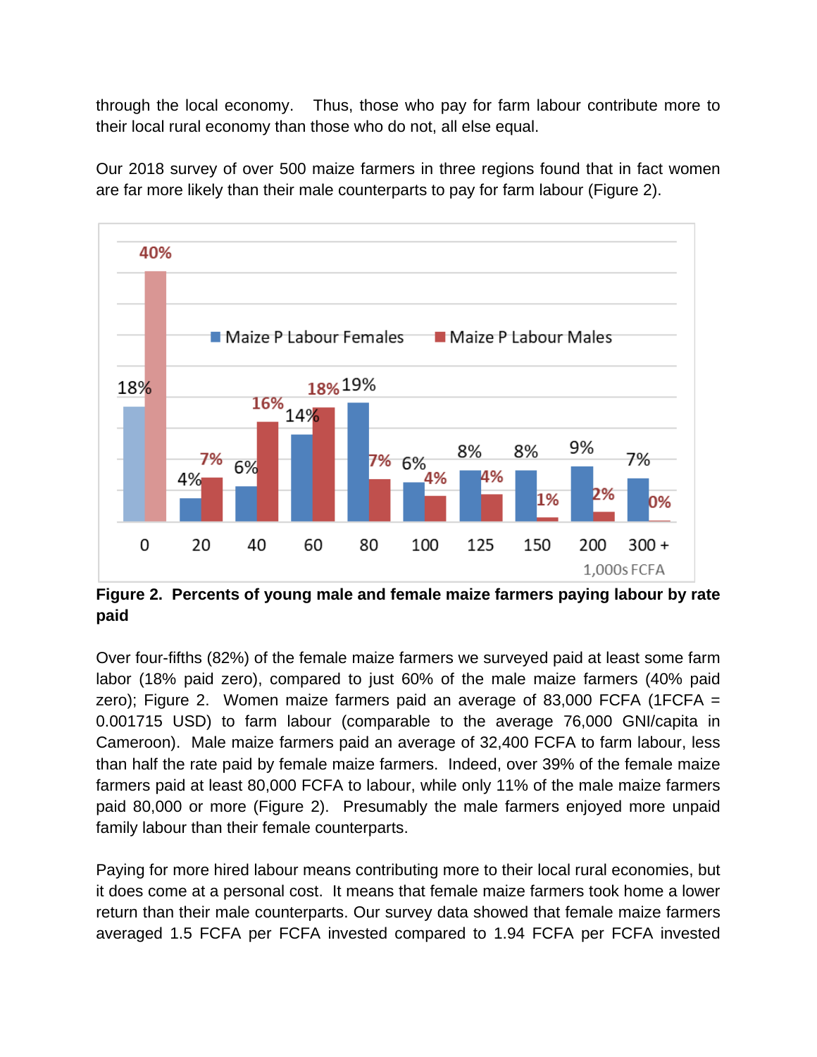through the local economy. Thus, those who pay for farm labour contribute more to their local rural economy than those who do not, all else equal.

Our 2018 survey of over 500 maize farmers in three regions found that in fact women are far more likely than their male counterparts to pay for farm labour (Figure 2).

**Figure 2. Percents of young male and female maize farmers paying labour by rate paid**

Over four-fifths (82%) of the female maize farmers we surveyed paid at least some farm labor (18% paid zero), compared to just 60% of the male maize farmers (40% paid zero); Figure 2. Women maize farmers paid an average of 83,000 FCFA (1FCFA = 0.001715 USD) to farm labour (comparable to the average 76,000 GNI/capita in Cameroon). Male maize farmers paid an average of 32,400 FCFA to farm labour, less than half the rate paid by female maize farmers. Indeed, over 39% of the female maize farmers paid at least 80,000 FCFA to labour, while only 11% of the male maize farmers paid 80,000 or more (Figure 2). Presumably the male farmers enjoyed more unpaid family labour than their female counterparts.

Paying for more hired labour means contributing more to their local rural economies, but it does come at a personal cost. It means that female maize farmers took home a lower return than their male counterparts. Our survey data showed that female maize farmers averaged 1.5 FCFA per FCFA invested compared to 1.94 FCFA per FCFA invested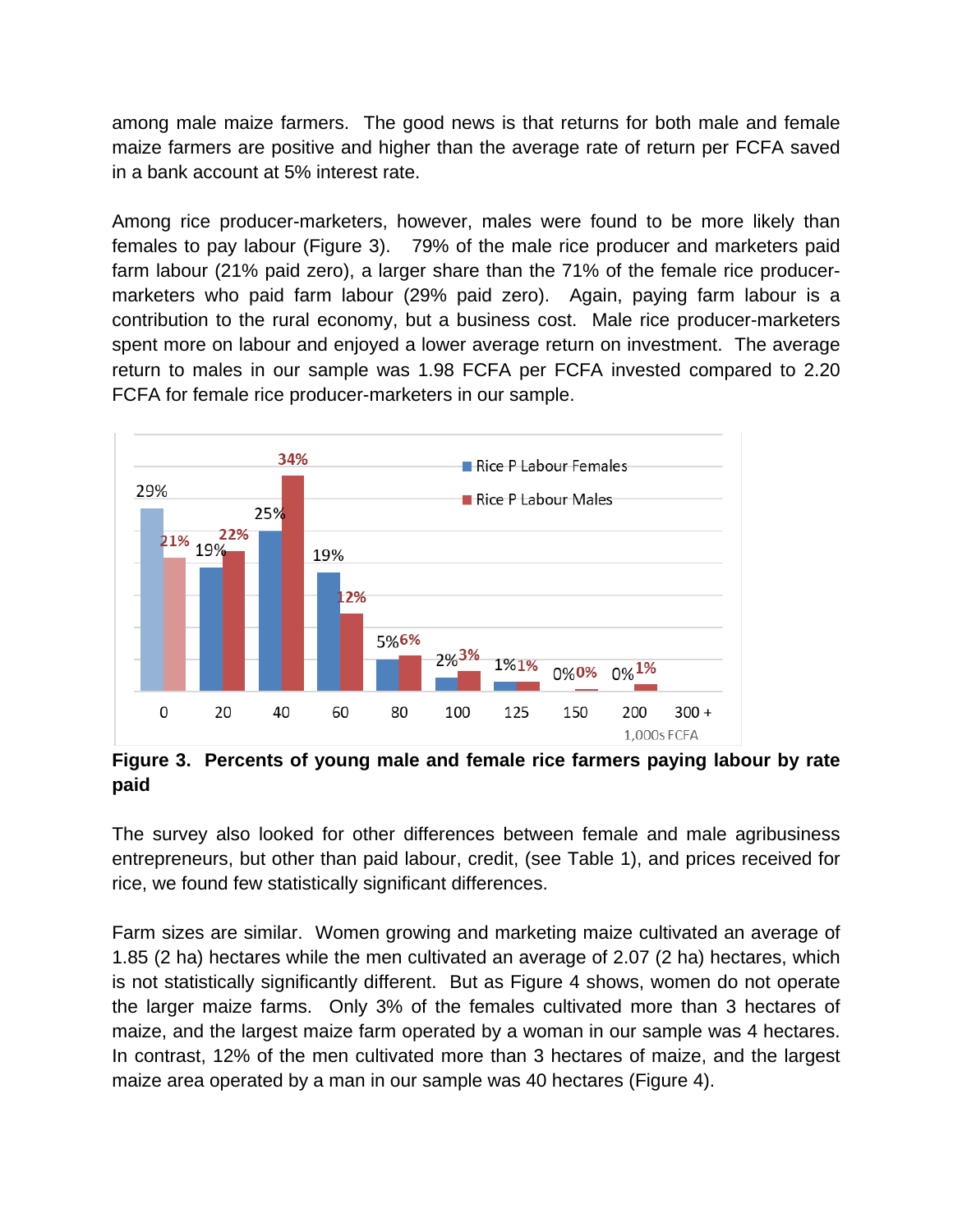among male maize farmers. The good news is that returns for both male and female maize farmers are positive and higher than the average rate of return per FCFA saved in a bank account at 5% interest rate.

Among rice producer-marketers, however, males were found to be more likely than females to pay labour (Figure 3). 79% of the male rice producer and marketers paid farm labour (21% paid zero), a larger share than the 71% of the female rice producer-marketers who paid farm labour (29% paid zero). Again, paying farm labour is a contribution to the rural economy, but a business cost. Male rice producer-marketers spent more on labour and enjoyed a lower average return on investment. The average return to males in our sample was 1.98 FCFA per FCFA invested compared to 2.20 FCFA for female rice producer-marketers in our sample.

| 1,000s FCFA | 0 | 20 | 40 | 60 | 80 | 100 | 125 | 150 | 200 | 300 + |
|---|---|---|---|---|---|---|---|---|---|---|
| Rice P Labour Females | 29% | 19% | 25% | 19% | 5% | 2% | 1% | 0% | 0% | |
| Rice P Labour Males | 21% | 22% | 34% | 12% | 6% | 3% | 1% | 0% | 1% | |

**Figure 3. Percents of young male and female rice farmers paying labour by rate paid**

The survey also looked for other differences between female and male agribusiness entrepreneurs, but other than paid labour, credit, (see Table 1), and prices received for rice, we found few statistically significant differences.

Farm sizes are similar. Women growing and marketing maize cultivated an average of 1.85 (2 ha) hectares while the men cultivated an average of 2.07 (2 ha) hectares, which is not statistically significantly different. But as Figure 4 shows, women do not operate the larger maize farms. Only 3% of the females cultivated more than 3 hectares of maize, and the largest maize farm operated by a woman in our sample was 4 hectares. In contrast, 12% of the men cultivated more than 3 hectares of maize, and the largest maize area operated by a man in our sample was 40 hectares (Figure 4).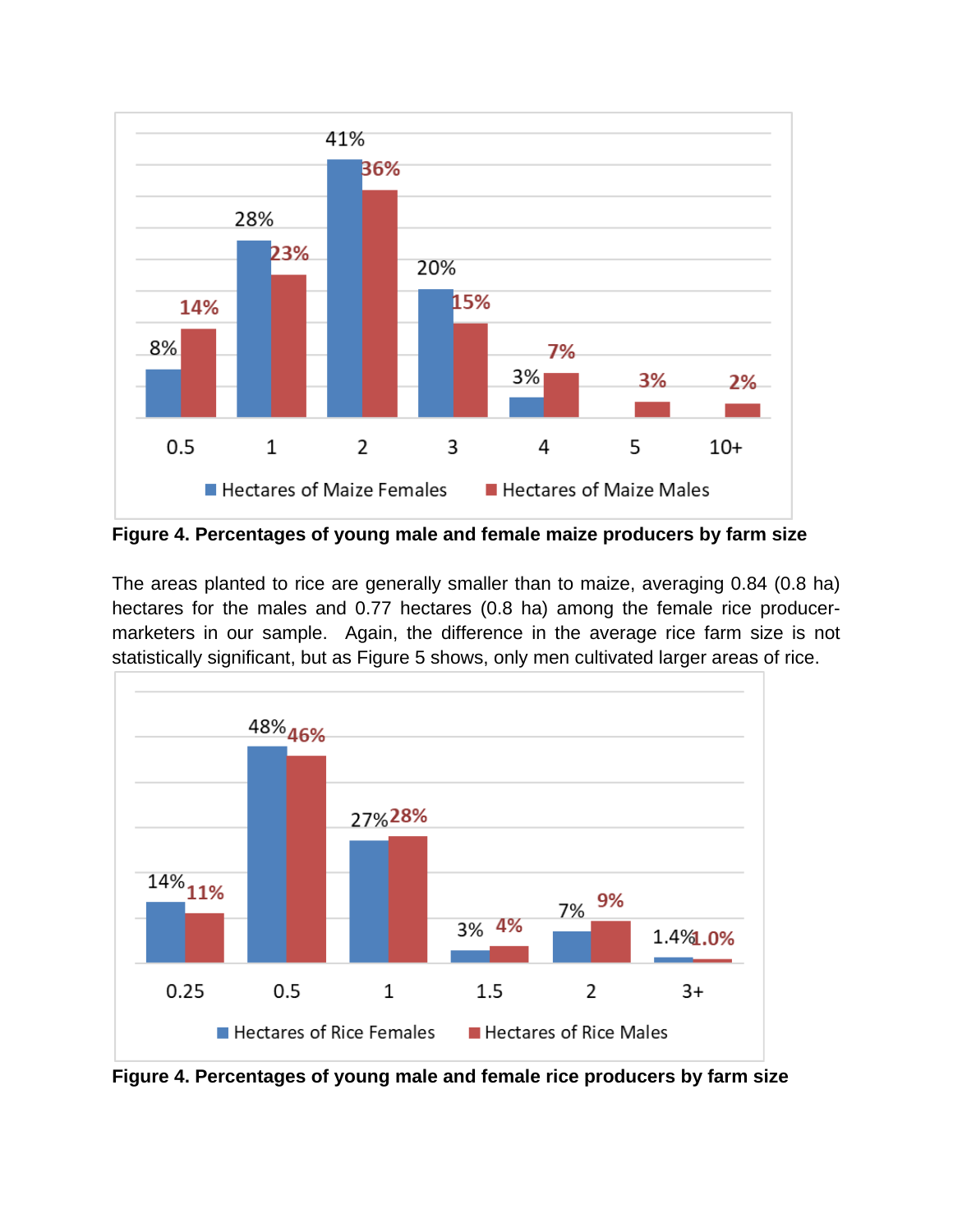**Figure 4. Percentages of young male and female maize producers by farm size**

The areas planted to rice are generally smaller than to maize, averaging 0.84 (0.8 ha) hectares for the males and 0.77 hectares (0.8 ha) among the female rice producer-marketers in our sample. Again, the difference in the average rice farm size is not statistically significant, but as Figure 5 shows, only men cultivated larger areas of rice.

**Figure 4. Percentages of young male and female rice producers by farm size**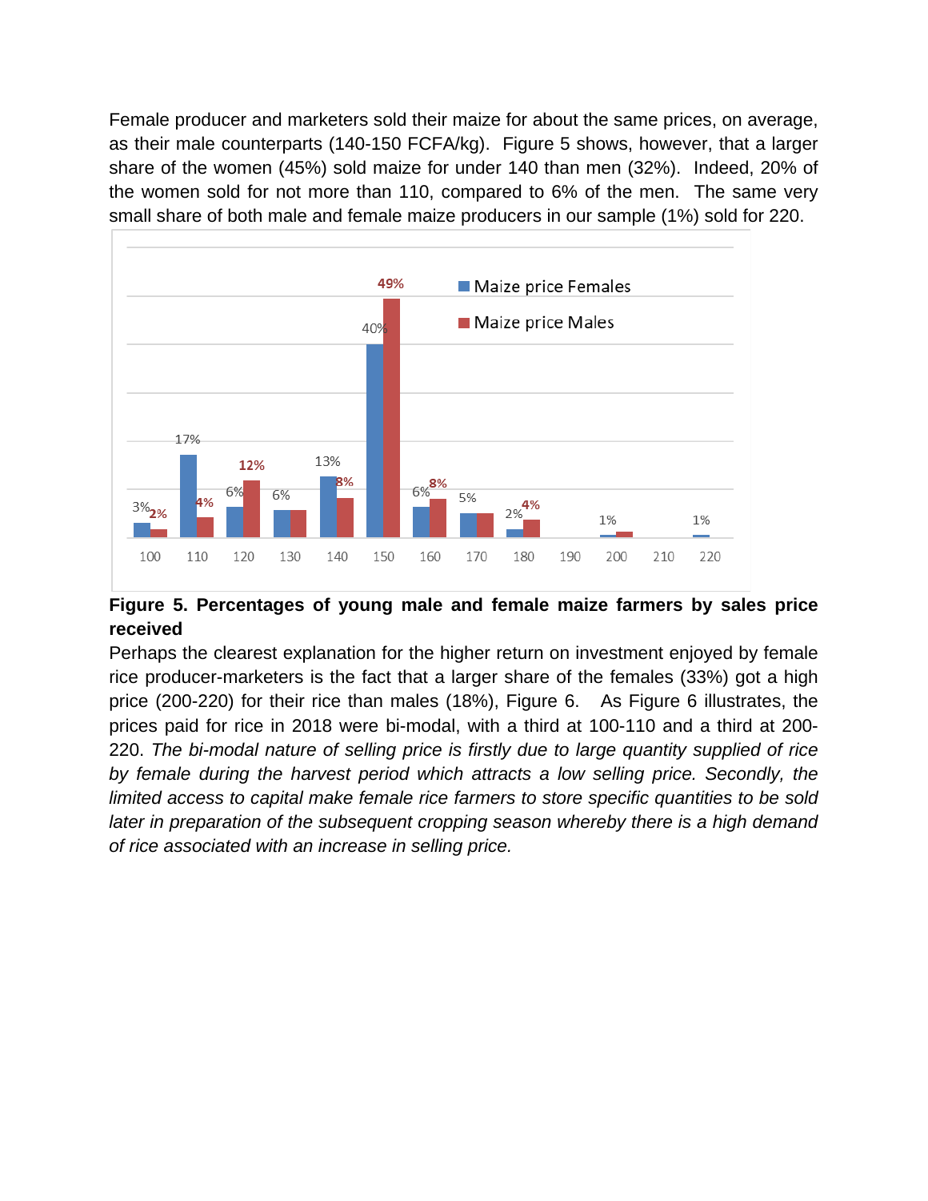Female producer and marketers sold their maize for about the same prices, on average, as their male counterparts (140-150 FCFA/kg). Figure 5 shows, however, that a larger share of the women (45%) sold maize for under 140 than men (32%). Indeed, 20% of the women sold for not more than 110, compared to 6% of the men. The same very small share of both male and female maize producers in our sample (1%) sold for 220.

**Figure 5. Percentages of young male and female maize farmers by sales price received**

Perhaps the clearest explanation for the higher return on investment enjoyed by female rice producer-marketers is the fact that a larger share of the females (33%) got a high price (200-220) for their rice than males (18%), Figure 6. As Figure 6 illustrates, the prices paid for rice in 2018 were bi-modal, with a third at 100-110 and a third at 200-220. *The bi-modal nature of selling price is firstly due to large quantity supplied of rice by female during the harvest period which attracts a low selling price. Secondly, the limited access to capital make female rice farmers to store specific quantities to be sold later in preparation of the subsequent cropping season whereby there is a high demand of rice associated with an increase in selling price.*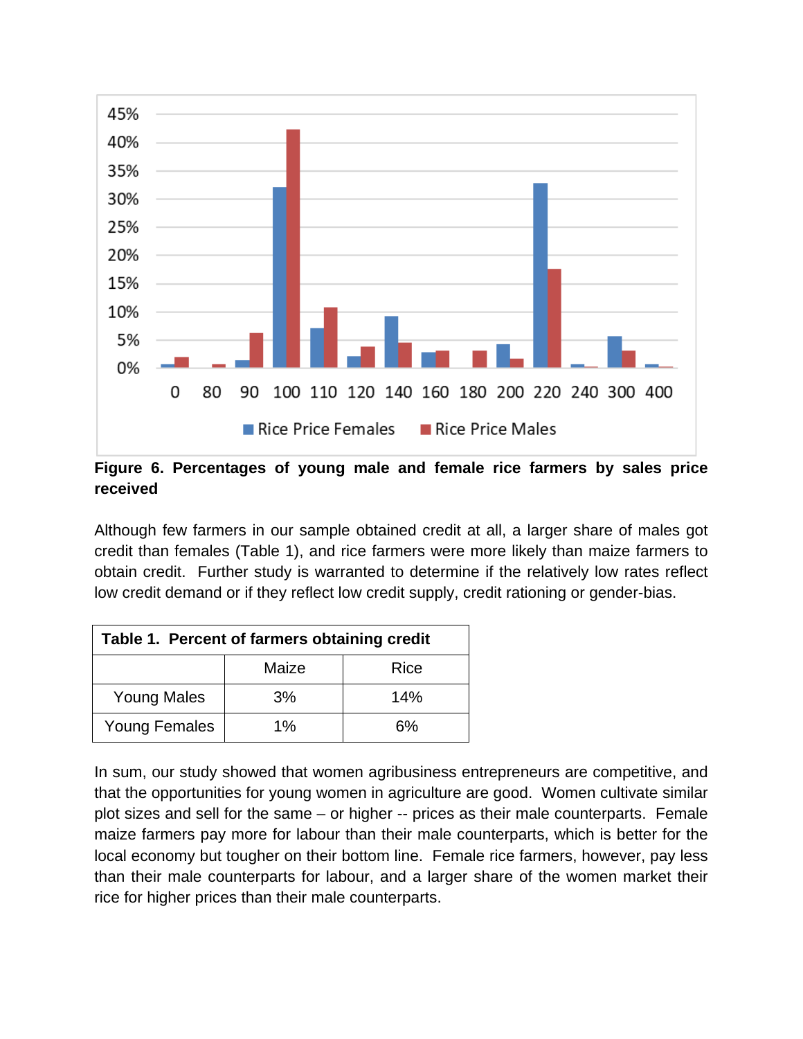**Figure 6. Percentages of young male and female rice farmers by sales price received**

Although few farmers in our sample obtained credit at all, a larger share of males got credit than females (Table 1), and rice farmers were more likely than maize farmers to obtain credit. Further study is warranted to determine if the relatively low rates reflect low credit demand or if they reflect low credit supply, credit rationing or gender-bias.

**Table 1. Percent of farmers obtaining credit**

| | Maize | Rice |
|---|---|---|
| Young Males | 3% | 14% |
| Young Females | 1% | 6% |

In sum, our study showed that women agribusiness entrepreneurs are competitive, and that the opportunities for young women in agriculture are good. Women cultivate similar plot sizes and sell for the same – or higher -- prices as their male counterparts. Female maize farmers pay more for labour than their male counterparts, which is better for the local economy but tougher on their bottom line. Female rice farmers, however, pay less than their male counterparts for labour, and a larger share of the women market their rice for higher prices than their male counterparts.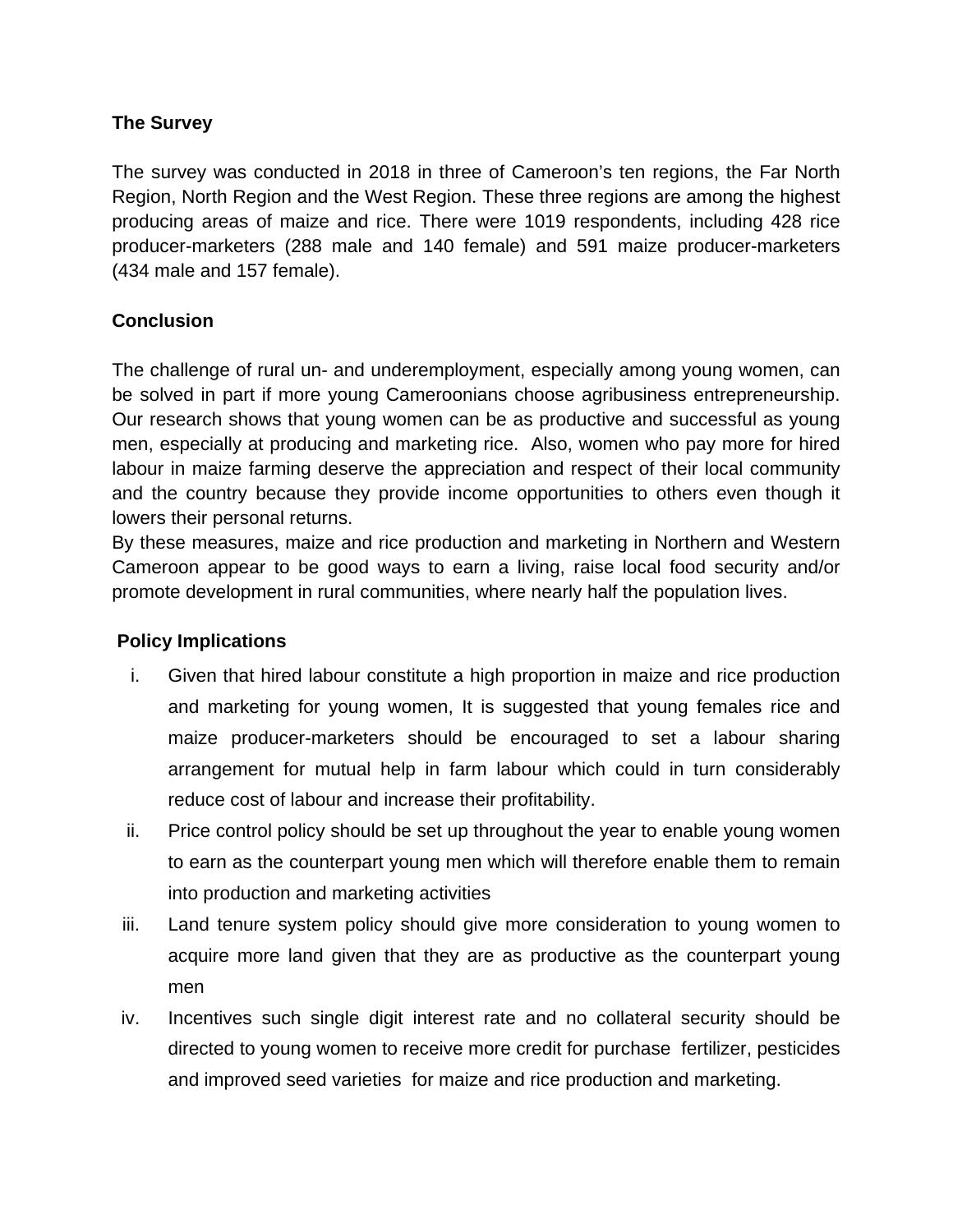## The Survey

The survey was conducted in 2018 in three of Cameroon's ten regions, the Far North Region, North Region and the West Region. These three regions are among the highest producing areas of maize and rice. There were 1019 respondents, including 428 rice producer-marketers (288 male and 140 female) and 591 maize producer-marketers (434 male and 157 female).

## Conclusion

The challenge of rural un- and underemployment, especially among young women, can be solved in part if more young Cameroonians choose agribusiness entrepreneurship. Our research shows that young women can be as productive and successful as young men, especially at producing and marketing rice. Also, women who pay more for hired labour in maize farming deserve the appreciation and respect of their local community and the country because they provide income opportunities to others even though it lowers their personal returns.

By these measures, maize and rice production and marketing in Northern and Western Cameroon appear to be good ways to earn a living, raise local food security and/or promote development in rural communities, where nearly half the population lives.

## Policy Implications

i. Given that hired labour constitute a high proportion in maize and rice production and marketing for young women, It is suggested that young females rice and maize producer-marketers should be encouraged to set a labour sharing arrangement for mutual help in farm labour which could in turn considerably reduce cost of labour and increase their profitability.

ii. Price control policy should be set up throughout the year to enable young women to earn as the counterpart young men which will therefore enable them to remain into production and marketing activities

iii. Land tenure system policy should give more consideration to young women to acquire more land given that they are as productive as the counterpart young men

iv. Incentives such single digit interest rate and no collateral security should be directed to young women to receive more credit for purchase fertilizer, pesticides and improved seed varieties for maize and rice production and marketing.